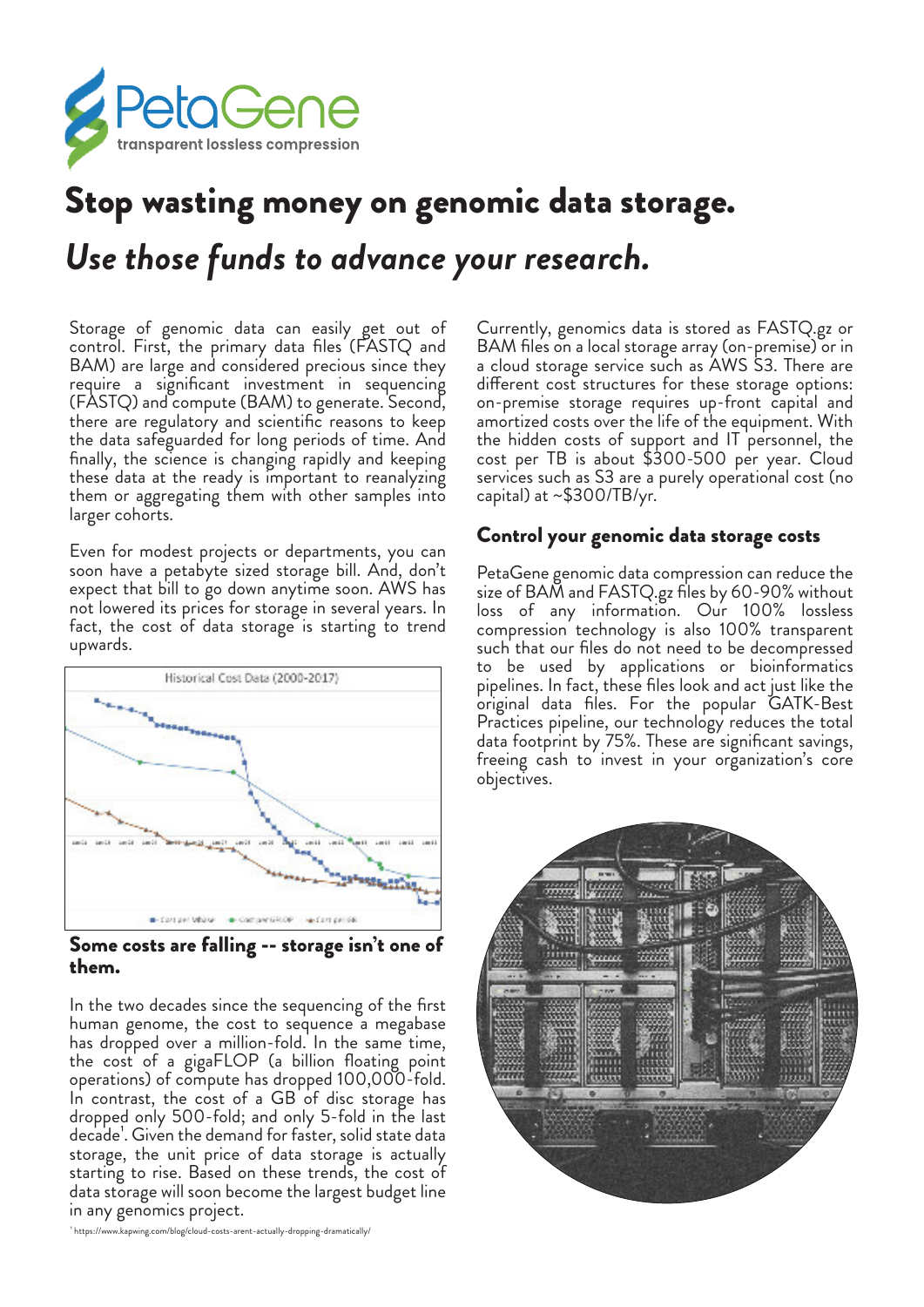PetaGene
transparent lossless compression

# Stop wasting money on genomic data storage.

## *Use those funds to advance your research.*

Storage of genomic data can easily get out of control. First, the primary data files (FASTQ and BAM) are large and considered precious since they require a significant investment in sequencing (FASTQ) and compute (BAM) to generate. Second, there are regulatory and scientific reasons to keep the data safeguarded for long periods of time. And finally, the science is changing rapidly and keeping these data at the ready is important to reanalyzing them or aggregating them with other samples into larger cohorts.

Even for modest projects or departments, you can soon have a petabyte sized storage bill. And, don't expect that bill to go down anytime soon. AWS has not lowered its prices for storage in several years. In fact, the cost of data storage is starting to trend upwards.

**Some costs are falling -- storage isn't one of them.**

In the two decades since the sequencing of the first human genome, the cost to sequence a megabase has dropped over a million-fold. In the same time, the cost of a gigaFLOP (a billion floating point operations) of compute has dropped 100,000-fold. In contrast, the cost of a GB of disc storage has dropped only 500-fold; and only 5-fold in the last decade[1]. Given the demand for faster, solid state data storage, the unit price of data storage is actually starting to rise. Based on these trends, the cost of data storage will soon become the largest budget line in any genomics project.

[1] https://www.kapwing.com/blog/cloud-costs-arent-actually-dropping-dramatically/

Currently, genomics data is stored as FASTQ.gz or BAM files on a local storage array (on-premise) or in a cloud storage service such as AWS S3. There are different cost structures for these storage options: on-premise storage requires up-front capital and amortized costs over the life of the equipment. With the hidden costs of support and IT personnel, the cost per TB is about $300-500 per year. Cloud services such as S3 are a purely operational cost (no capital) at ~$300/TB/yr.

### Control your genomic data storage costs

PetaGene genomic data compression can reduce the size of BAM and FASTQ.gz files by 60-90% without loss of any information. Our 100% lossless compression technology is also 100% transparent such that our files do not need to be decompressed to be used by applications or bioinformatics pipelines. In fact, these files look and act just like the original data files. For the popular GATK-Best Practices pipeline, our technology reduces the total data footprint by 75%. These are significant savings, freeing cash to invest in your organization's core objectives.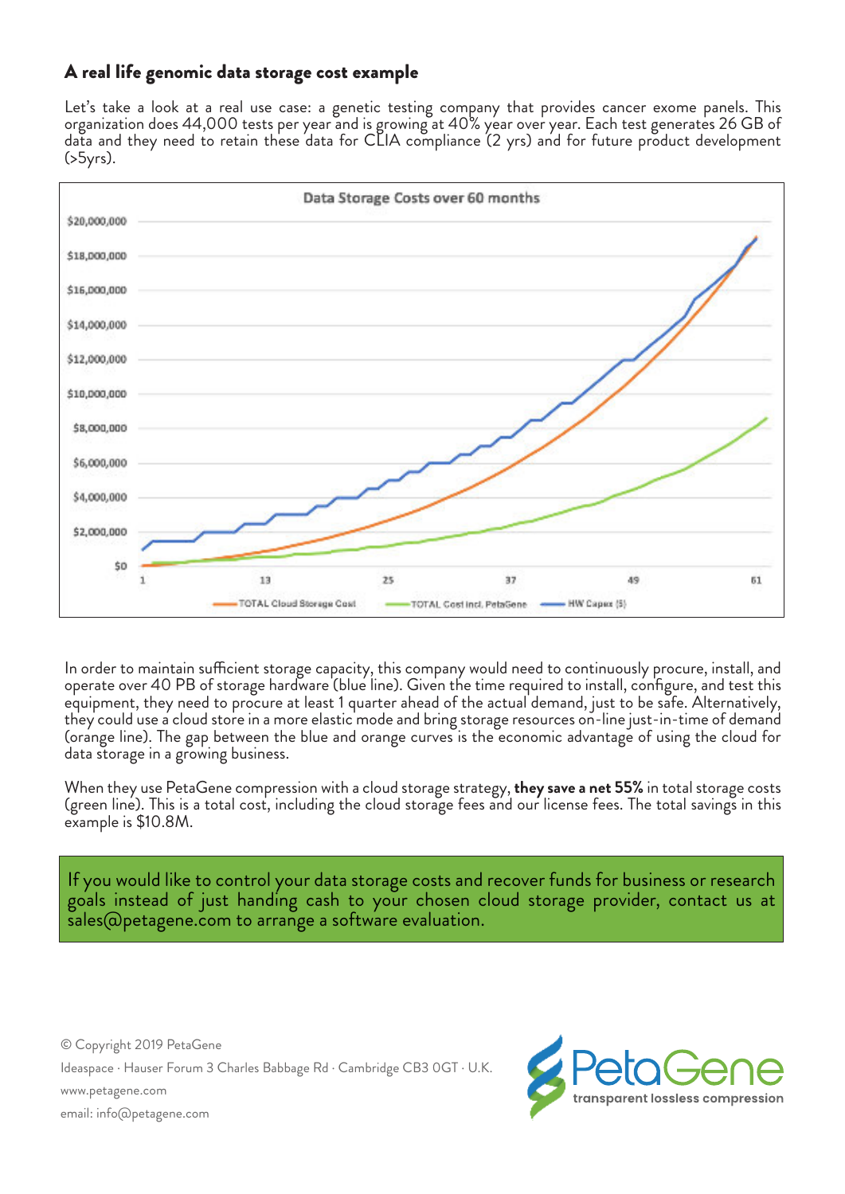### A real life genomic data storage cost example

Let's take a look at a real use case: a genetic testing company that provides cancer exome panels. This organization does 44,000 tests per year and is growing at 40% year over year. Each test generates 26 GB of data and they need to retain these data for CLIA compliance (2 yrs) and for future product development (>5yrs).

Data Storage Costs over 60 months

$20,000,000
$18,000,000
$16,000,000
$14,000,000
$12,000,000
$10,000,000
$8,000,000
$6,000,000
$4,000,000
$2,000,000
$0

1 13 25 37 49 61

TOTAL Cloud Storage Cost — TOTAL Cost incl. PetaGene — HW Capex ($)

In order to maintain sufficient storage capacity, this company would need to continuously procure, install, and operate over 40 PB of storage hardware (blue line). Given the time required to install, configure, and test this equipment, they need to procure at least 1 quarter ahead of the actual demand, just to be safe. Alternatively, they could use a cloud store in a more elastic mode and bring storage resources on-line just-in-time of demand (orange line). The gap between the blue and orange curves is the economic advantage of using the cloud for data storage in a growing business.

When they use PetaGene compression with a cloud storage strategy, **they save a net 55%** in total storage costs (green line). This is a total cost, including the cloud storage fees and our license fees. The total savings in this example is $10.8M.

If you would like to control your data storage costs and recover funds for business or research goals instead of just handing cash to your chosen cloud storage provider, contact us at sales@petagene.com to arrange a software evaluation.

© Copyright 2019 PetaGene
Ideaspace · Hauser Forum 3 Charles Babbage Rd · Cambridge CB3 0GT · U.K.
www.petagene.com
email: info@petagene.com

PetaGene
transparent lossless compression